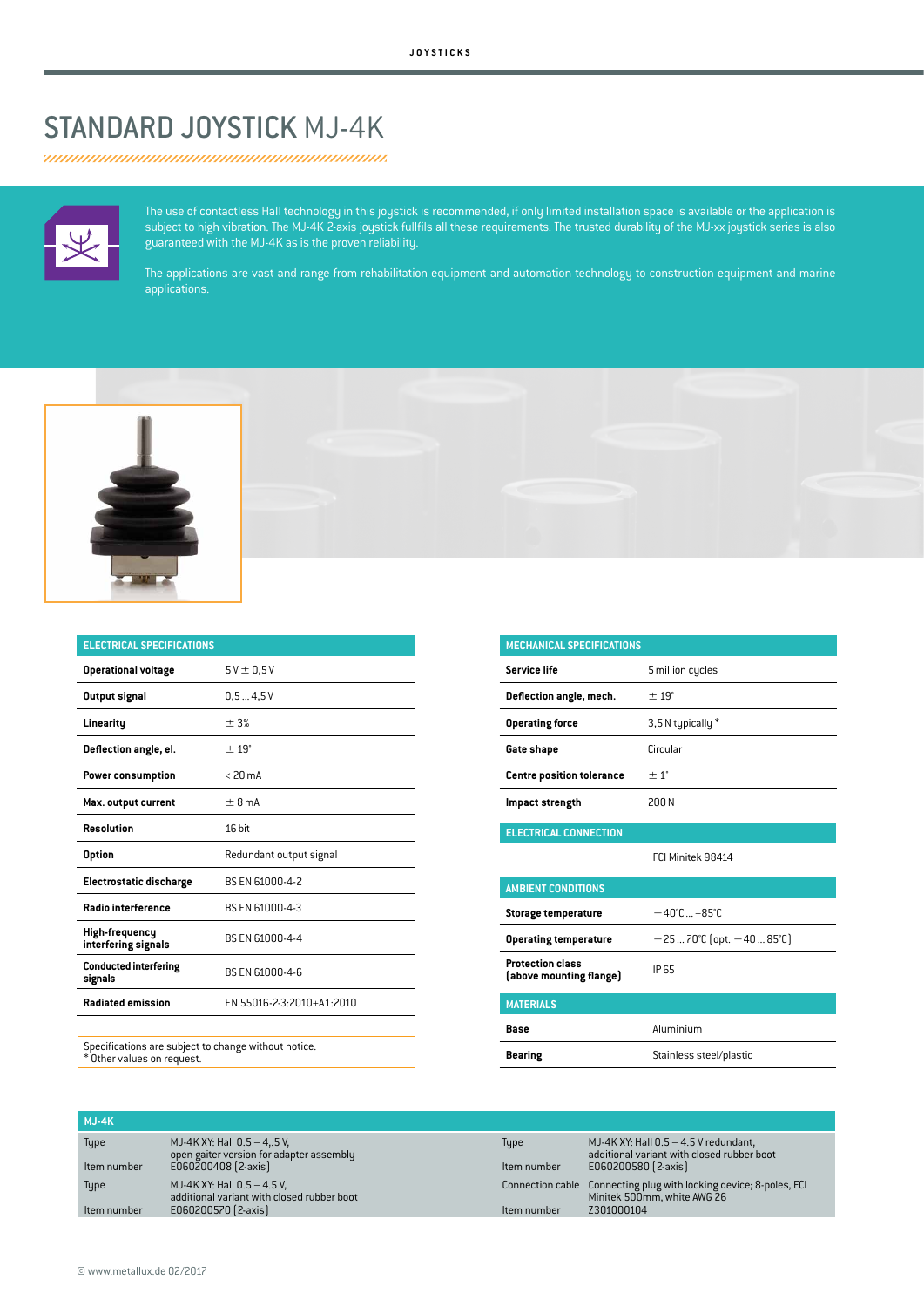# STANDARD JOYSTICK MJ-4K

The use of contactless Hall technology in this joystick is recommended, if only limited installation space is available or the application is subject to high vibration. The MJ-4K 2-axis joystick fullfils all these requirements. The trusted durability of the MJ-xx joystick series is also guaranteed with the MJ-4K as is the proven reliability.

The applications are vast and range from rehabilitation equipment and automation technology to construction equipment and marine applications.

| ELECTRICAL SPECIFICATIONS | |
|---|---|
| **Operational voltage** | 5 V ± 0,5 V |
| **Output signal** | 0,5 ... 4,5 V |
| **Linearity** | ± 3% |
| **Deflection angle, el.** | ± 19° |
| **Power consumption** | < 20 mA |
| **Max. output current** | ± 8 mA |
| **Resolution** | 16 bit |
| **Option** | Redundant output signal |
| **Electrostatic discharge** | BS EN 61000-4-2 |
| **Radio interference** | BS EN 61000-4-3 |
| **High-frequency interfering signals** | BS EN 61000-4-4 |
| **Conducted interfering signals** | BS EN 61000-4-6 |
| **Radiated emission** | EN 55016-2-3:2010+A1:2010 |

Specifications are subject to change without notice.
* Other values on request.

| MECHANICAL SPECIFICATIONS | |
|---|---|
| **Service life** | 5 million cycles |
| **Deflection angle, mech.** | ± 19° |
| **Operating force** | 3,5 N typically * |
| **Gate shape** | Circular |
| **Centre position tolerance** | ± 1° |
| **Impact strength** | 200 N |

| ELECTRICAL CONNECTION | |
|---|---|
| | FCI Minitek 98414 |

| AMBIENT CONDITIONS | |
|---|---|
| **Storage temperature** | −40°C ... +85°C |
| **Operating temperature** | −25 ... 70°C (opt. −40 ... 85°C) |
| **Protection class (above mounting flange)** | IP 65 |

| MATERIALS | |
|---|---|
| **Base** | Aluminium |
| **Bearing** | Stainless steel/plastic |

| MJ-4K | | | |
|---|---|---|---|
| Type<br>Item number | MJ-4K XY: Hall 0.5 – 4,.5 V, open gaiter version for adapter assembly<br>E060200408 (2-axis) | Type<br>Item number | MJ-4K XY: Hall 0.5 – 4.5 V redundant, additional variant with closed rubber boot<br>E060200580 (2-axis) |
| Type<br>Item number | MJ-4K XY: Hall 0.5 – 4.5 V, additional variant with closed rubber boot<br>E060200570 (2-axis) | Connection cable<br>Item number | Connecting plug with locking device; 8-poles, FCI Minitek 500mm, white AWG 26<br>Z301000104 |

© www.metallux.de 02/2017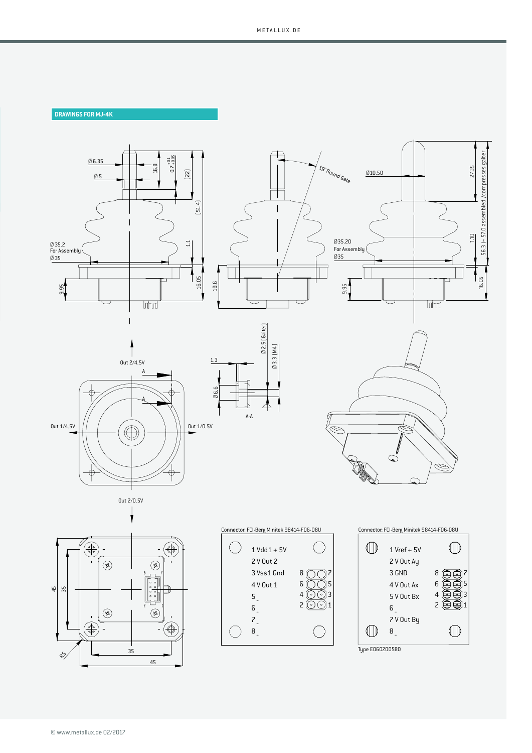## DRAWINGS FOR MJ-4K

Ø 6.35
Ø 5
16.8
0.7 +0.1/+0.05
(22)
(51.4)
1.1
16.05
9.95
Ø 35.2
For Assembly
Ø 35

19° Round Gate
19.6

Ø10.50
27.35
56.3 (~ 57.0 assembled / compresses gaiter)
1.10
Ø35.20
For Assembly
Ø35
9.95
16.05

Out 2/4.5V
A
A
Out 1/4.5V
Out 1/0.5V
Out 2/0.5V

1.3
Ø 2.5 (Gaiter)
Ø 3.3 (M4)
Ø6.6
A-A

45
35
R5
35
45

Connector: FCI-Berg Minitek 98414-F06-08U

1 Vdd1 + 5V
2 V Out 2
3 Vss1 Gnd
4 V Out 1
5 _
6 _
7 _
8 _

Connector: FCI-Berg Minitek 98414-F06-08U

1 Vref + 5V
2 V Out Ay
3 GND
4 V Out Ax
5 V Out Bx
6 _
7 V Out By
8 _

Type E060200580

© www.metallux.de 02/2017